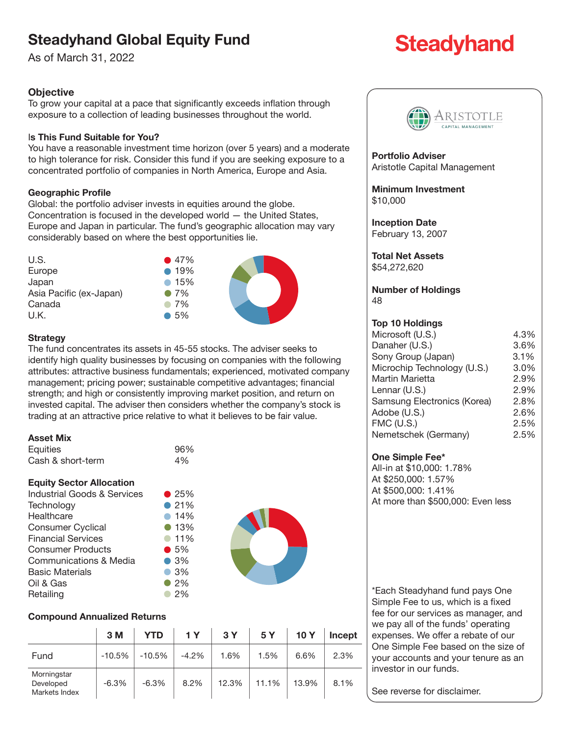# Steadyhand Global Equity Fund

As of March 31, 2022

Steadyhand

### Objective

To grow your capital at a pace that significantly exceeds inflation through exposure to a collection of leading businesses throughout the world.

### Is This Fund Suitable for You?

You have a reasonable investment time horizon (over 5 years) and a moderate to high tolerance for risk. Consider this fund if you are seeking exposure to a concentrated portfolio of companies in North America, Europe and Asia.

### Geographic Profile

Global: the portfolio adviser invests in equities around the globe. Concentration is focused in the developed world — the United States, Europe and Japan in particular. The fund's geographic allocation may vary considerably based on where the best opportunities lie.

| Region | % |
|---|---|
| U.S. | 47% |
| Europe | 19% |
| Japan | 15% |
| Asia Pacific (ex-Japan) | 7% |
| Canada | 7% |
| U.K. | 5% |

### Strategy

The fund concentrates its assets in 45-55 stocks. The adviser seeks to identify high quality businesses by focusing on companies with the following attributes: attractive business fundamentals; experienced, motivated company management; pricing power; sustainable competitive advantages; financial strength; and high or consistently improving market position, and return on invested capital. The adviser then considers whether the company's stock is trading at an attractive price relative to what it believes to be fair value.

### Asset Mix

| Asset | % |
|---|---|
| Equities | 96% |
| Cash & short-term | 4% |

### Equity Sector Allocation

| Sector | % |
|---|---|
| Industrial Goods & Services | 25% |
| Technology | 21% |
| Healthcare | 14% |
| Consumer Cyclical | 13% |
| Financial Services | 11% |
| Consumer Products | 5% |
| Communications & Media | 3% |
| Basic Materials | 3% |
| Oil & Gas | 2% |
| Retailing | 2% |

### Compound Annualized Returns

| | 3 M | YTD | 1 Y | 3 Y | 5 Y | 10 Y | Incept |
|---|---|---|---|---|---|---|---|
| Fund | -10.5% | -10.5% | -4.2% | 1.6% | 1.5% | 6.6% | 2.3% |
| Morningstar Developed Markets Index | -6.3% | -6.3% | 8.2% | 12.3% | 11.1% | 13.9% | 8.1% |

Aristotle Capital Management

**Portfolio Adviser**
Aristotle Capital Management

**Minimum Investment**
$10,000

**Inception Date**
February 13, 2007

**Total Net Assets**
$54,272,620

**Number of Holdings**
48

**Top 10 Holdings**

| Holding | % |
|---|---|
| Microsoft (U.S.) | 4.3% |
| Danaher (U.S.) | 3.6% |
| Sony Group (Japan) | 3.1% |
| Microchip Technology (U.S.) | 3.0% |
| Martin Marietta | 2.9% |
| Lennar (U.S.) | 2.9% |
| Samsung Electronics (Korea) | 2.8% |
| Adobe (U.S.) | 2.6% |
| FMC (U.S.) | 2.5% |
| Nemetschek (Germany) | 2.5% |

**One Simple Fee***
All-in at $10,000: 1.78%
At $250,000: 1.57%
At $500,000: 1.41%
At more than $500,000: Even less

*Each Steadyhand fund pays One Simple Fee to us, which is a fixed fee for our services as manager, and we pay all of the funds' operating expenses. We offer a rebate of our One Simple Fee based on the size of your accounts and your tenure as an investor in our funds.

See reverse for disclaimer.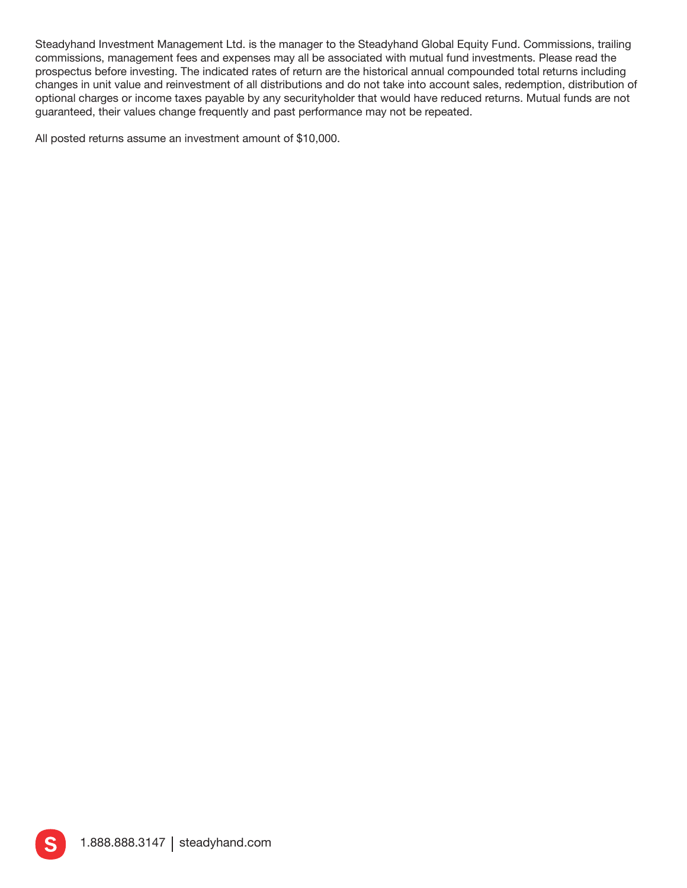Steadyhand Investment Management Ltd. is the manager to the Steadyhand Global Equity Fund. Commissions, trailing commissions, management fees and expenses may all be associated with mutual fund investments. Please read the prospectus before investing. The indicated rates of return are the historical annual compounded total returns including changes in unit value and reinvestment of all distributions and do not take into account sales, redemption, distribution of optional charges or income taxes payable by any securityholder that would have reduced returns. Mutual funds are not guaranteed, their values change frequently and past performance may not be repeated.

All posted returns assume an investment amount of $10,000.

1.888.888.3147 | steadyhand.com